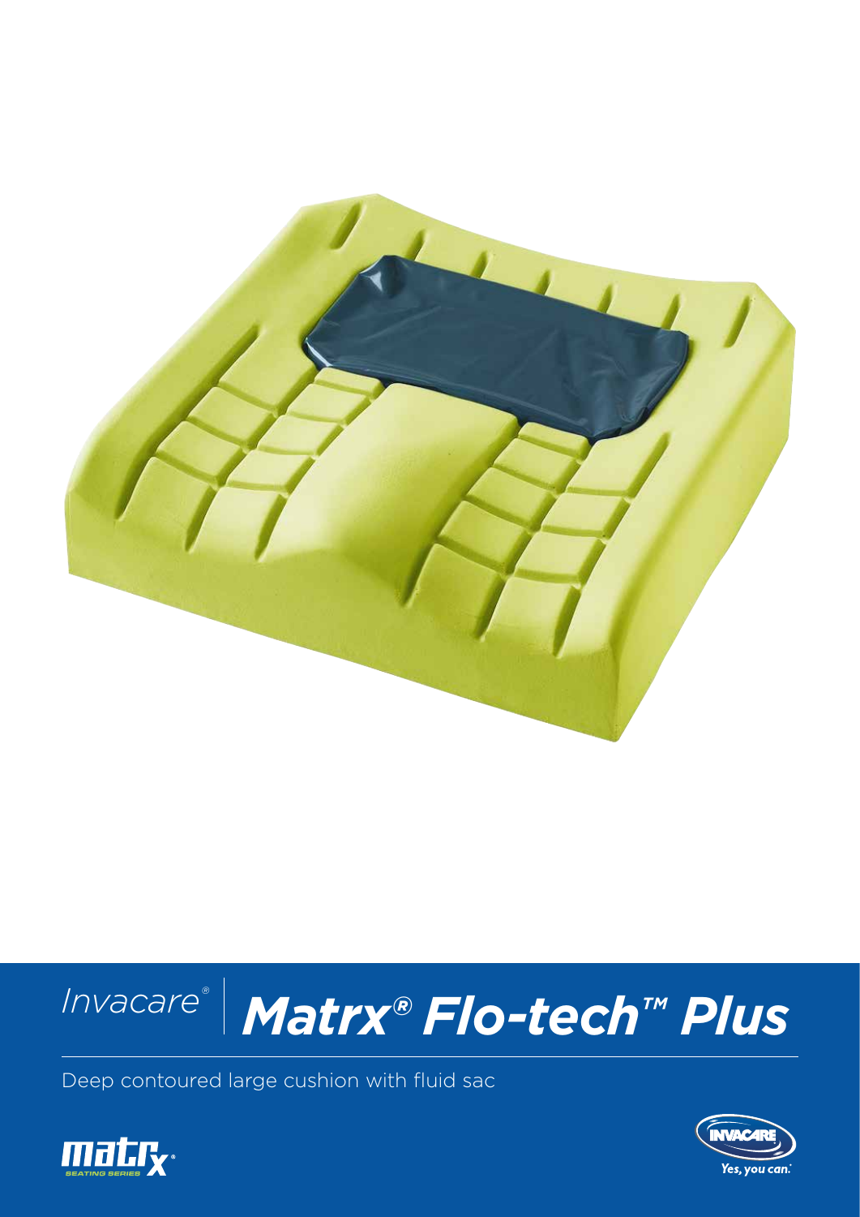# Invacare® | *Matrx® Flo-tech™ Plus*

Deep contoured large cushion with fluid sac

Yes, you can.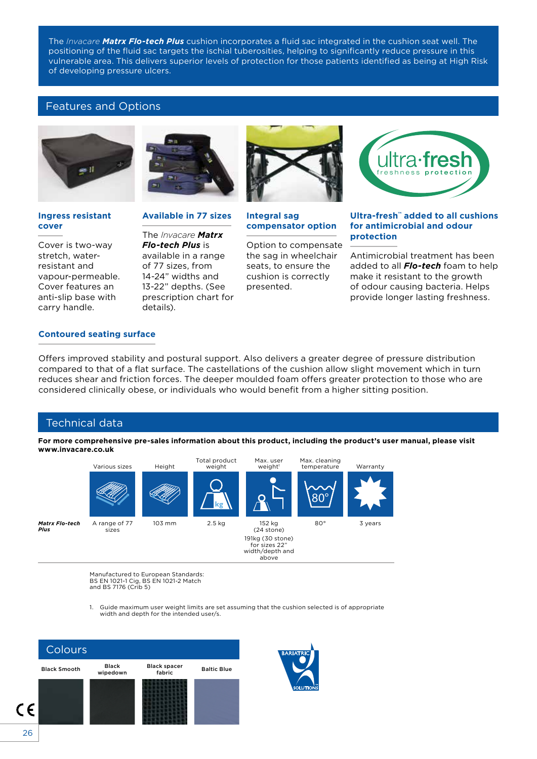The *Invacare* ***Matrx Flo-tech Plus*** cushion incorporates a fluid sac integrated in the cushion seat well. The positioning of the fluid sac targets the ischial tuberosities, helping to significantly reduce pressure in this vulnerable area. This delivers superior levels of protection for those patients identified as being at High Risk of developing pressure ulcers.

## Features and Options

### Ingress resistant cover

Cover is two-way stretch, water-resistant and vapour-permeable. Cover features an anti-slip base with carry handle.

### Available in 77 sizes

The *Invacare* ***Matrx Flo-tech Plus*** is available in a range of 77 sizes, from 14-24" widths and 13-22" depths. (See prescription chart for details).

### Integral sag compensator option

Option to compensate the sag in wheelchair seats, to ensure the cushion is correctly presented.

### Ultra-fresh™ added to all cushions for antimicrobial and odour protection

Antimicrobial treatment has been added to all ***Flo-tech*** foam to help make it resistant to the growth of odour causing bacteria. Helps provide longer lasting freshness.

### Contoured seating surface

Offers improved stability and postural support. Also delivers a greater degree of pressure distribution compared to that of a flat surface. The castellations of the cushion allow slight movement which in turn reduces shear and friction forces. The deeper moulded foam offers greater protection to those who are considered clinically obese, or individuals who would benefit from a higher sitting position.

## Technical data

**For more comprehensive pre-sales information about this product, including the product's user manual, please visit www.invacare.co.uk**

| | Various sizes | Height | Total product weight | Max. user weight[1] | Max. cleaning temperature | Warranty |
|---|---|---|---|---|---|---|
| ***Matrx Flo-tech Plus*** | A range of 77 sizes | 103 mm | 2.5 kg | 152 kg (24 stone) 191kg (30 stone) for sizes 22" width/depth and above | 80° | 3 years |

Manufactured to European Standards: BS EN 1021-1 Cig, BS EN 1021-2 Match and BS 7176 (Crib 5)

1. Guide maximum user weight limits are set assuming that the cushion selected is of appropriate width and depth for the intended user/s.

## Colours

Black Smooth | Black wipedown | Black spacer fabric | Baltic Blue